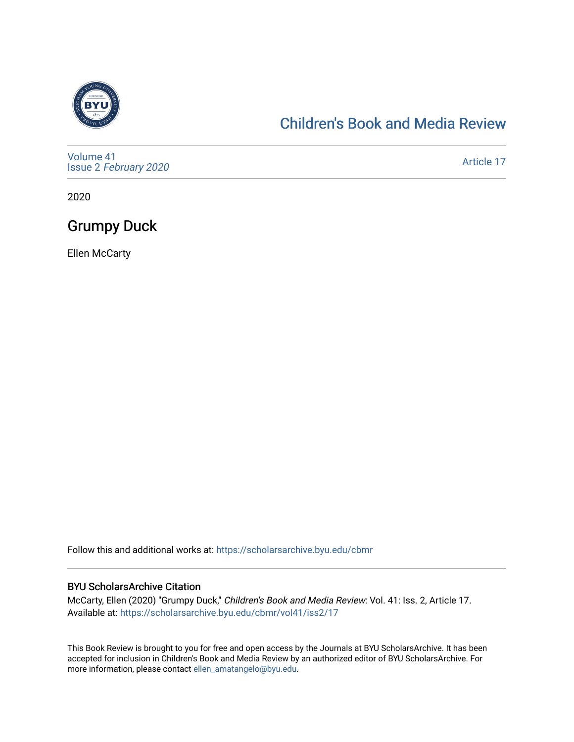Children's Book and Media Review

Volume 41
Issue 2 *February 2020*

Article 17

2020

# Grumpy Duck

Ellen McCarty

Follow this and additional works at: https://scholarsarchive.byu.edu/cbmr

## BYU ScholarsArchive Citation

McCarty, Ellen (2020) "Grumpy Duck," *Children's Book and Media Review*: Vol. 41: Iss. 2, Article 17.
Available at: https://scholarsarchive.byu.edu/cbmr/vol41/iss2/17

This Book Review is brought to you for free and open access by the Journals at BYU ScholarsArchive. It has been accepted for inclusion in Children's Book and Media Review by an authorized editor of BYU ScholarsArchive. For more information, please contact ellen_amatangelo@byu.edu.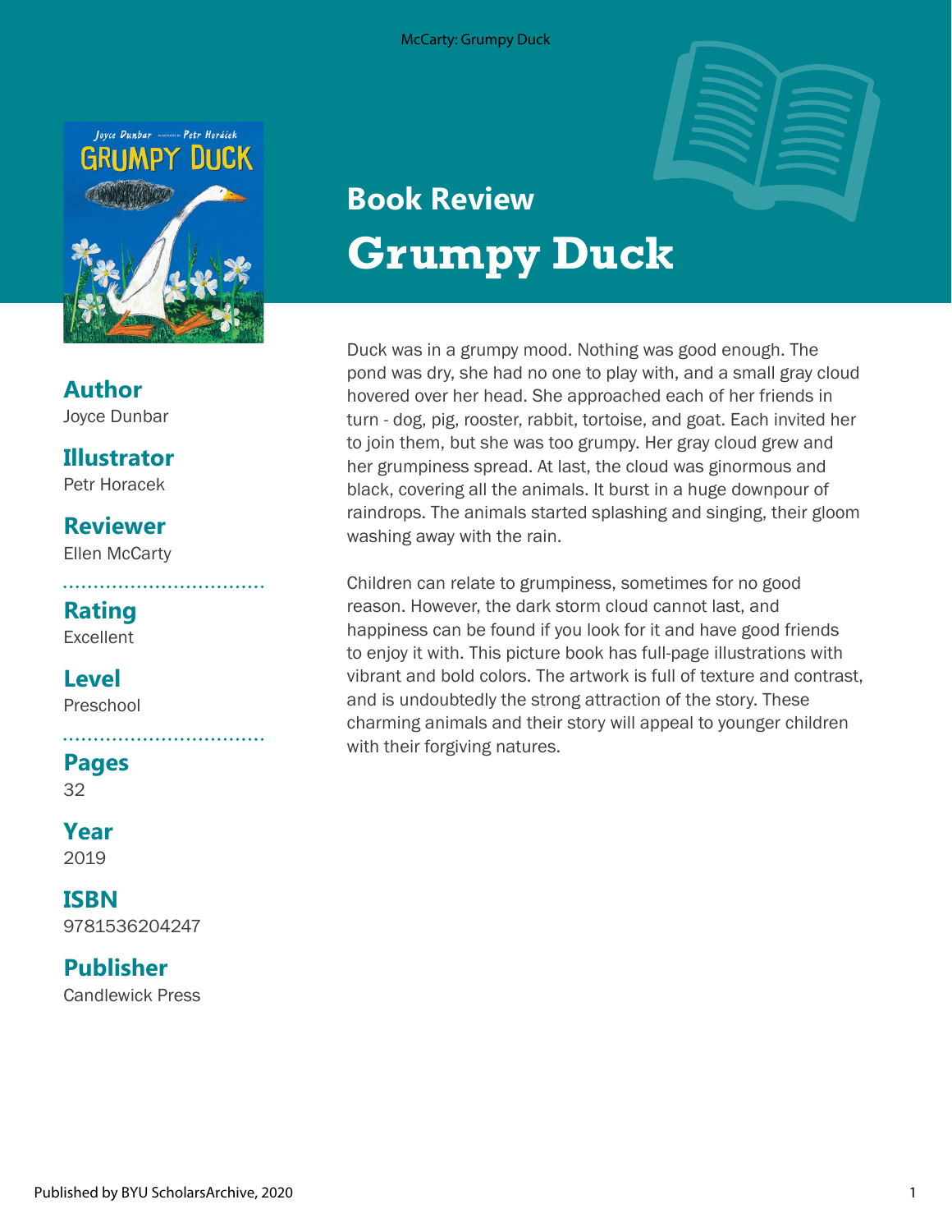## Book Review

# Grumpy Duck

**Author**
Joyce Dunbar

**Illustrator**
Petr Horacek

**Reviewer**
Ellen McCarty

**Rating**
Excellent

**Level**
Preschool

**Pages**
32

**Year**
2019

**ISBN**
9781536204247

**Publisher**
Candlewick Press

Duck was in a grumpy mood. Nothing was good enough. The pond was dry, she had no one to play with, and a small gray cloud hovered over her head. She approached each of her friends in turn - dog, pig, rooster, rabbit, tortoise, and goat. Each invited her to join them, but she was too grumpy. Her gray cloud grew and her grumpiness spread. At last, the cloud was ginormous and black, covering all the animals. It burst in a huge downpour of raindrops. The animals started splashing and singing, their gloom washing away with the rain.

Children can relate to grumpiness, sometimes for no good reason. However, the dark storm cloud cannot last, and happiness can be found if you look for it and have good friends to enjoy it with. This picture book has full-page illustrations with vibrant and bold colors. The artwork is full of texture and contrast, and is undoubtedly the strong attraction of the story. These charming animals and their story will appeal to younger children with their forgiving natures.